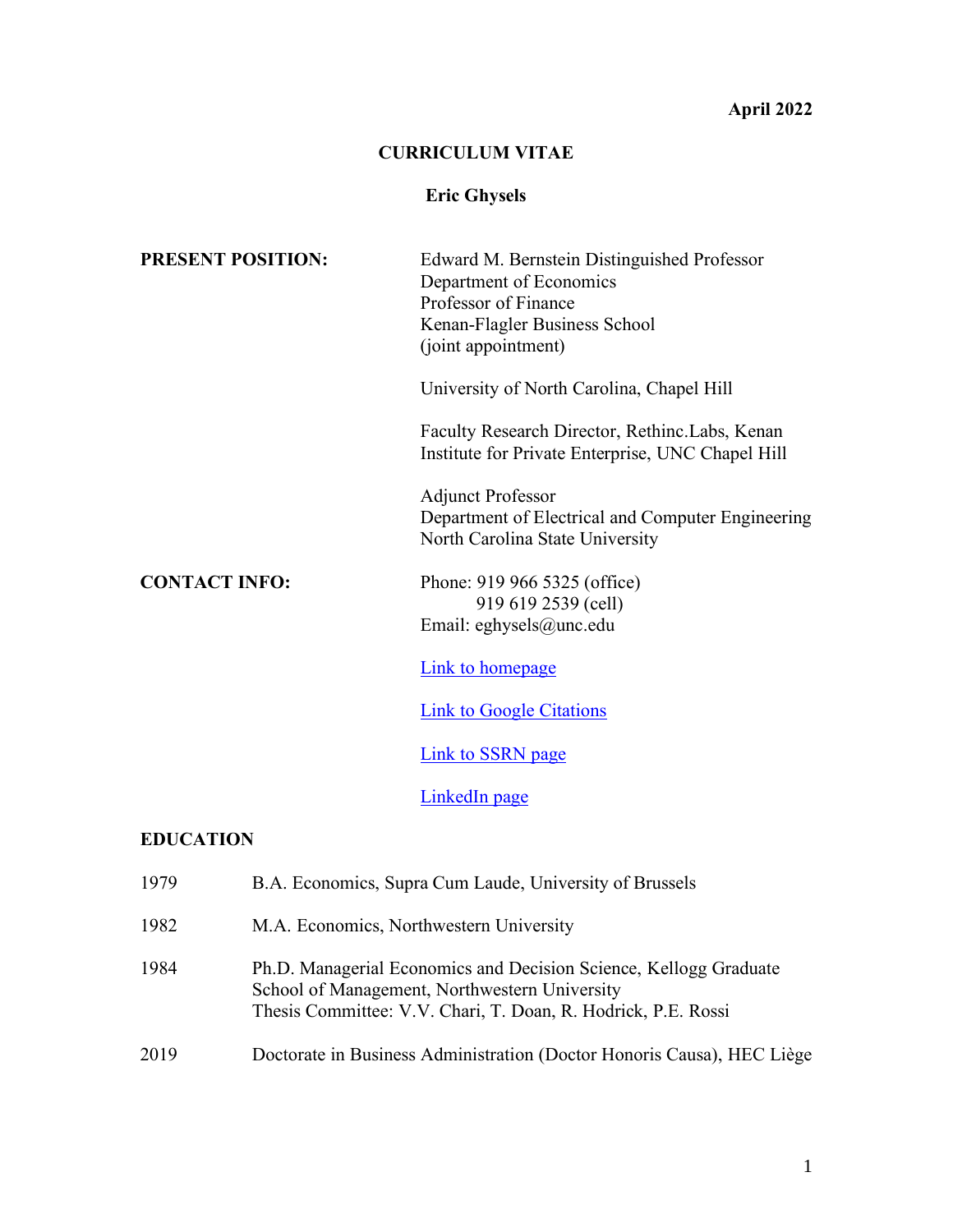**April 2022**

# CURRICULUM VITAE

## Eric Ghysels

| | |
|---|---|
| **PRESENT POSITION:** | Edward M. Bernstein Distinguished Professor<br>Department of Economics<br>Professor of Finance<br>Kenan-Flagler Business School<br>(joint appointment)<br><br>University of North Carolina, Chapel Hill<br><br>Faculty Research Director, Rethinc.Labs, Kenan Institute for Private Enterprise, UNC Chapel Hill<br><br>Adjunct Professor<br>Department of Electrical and Computer Engineering<br>North Carolina State University |
| **CONTACT INFO:** | Phone: 919 966 5325 (office)<br>919 619 2539 (cell)<br>Email: eghysels@unc.edu<br><br>Link to homepage<br><br>Link to Google Citations<br><br>Link to SSRN page<br><br>LinkedIn page |

## EDUCATION

| | |
|---|---|
| 1979 | B.A. Economics, Supra Cum Laude, University of Brussels |
| 1982 | M.A. Economics, Northwestern University |
| 1984 | Ph.D. Managerial Economics and Decision Science, Kellogg Graduate School of Management, Northwestern University<br>Thesis Committee: V.V. Chari, T. Doan, R. Hodrick, P.E. Rossi |
| 2019 | Doctorate in Business Administration (Doctor Honoris Causa), HEC Liège |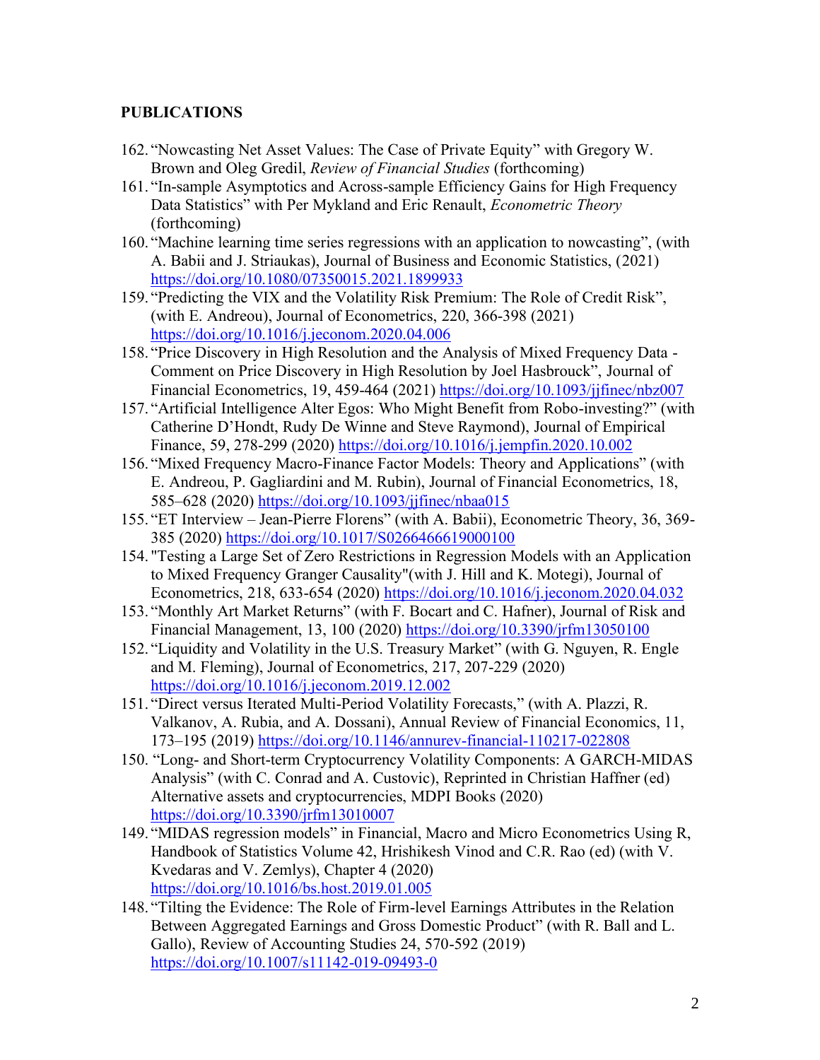## PUBLICATIONS

162. "Nowcasting Net Asset Values: The Case of Private Equity" with Gregory W. Brown and Oleg Gredil, *Review of Financial Studies* (forthcoming)
161. "In-sample Asymptotics and Across-sample Efficiency Gains for High Frequency Data Statistics" with Per Mykland and Eric Renault, *Econometric Theory* (forthcoming)
160. "Machine learning time series regressions with an application to nowcasting", (with A. Babii and J. Striaukas), Journal of Business and Economic Statistics, (2021) https://doi.org/10.1080/07350015.2021.1899933
159. "Predicting the VIX and the Volatility Risk Premium: The Role of Credit Risk", (with E. Andreou), Journal of Econometrics, 220, 366-398 (2021) https://doi.org/10.1016/j.jeconom.2020.04.006
158. "Price Discovery in High Resolution and the Analysis of Mixed Frequency Data - Comment on Price Discovery in High Resolution by Joel Hasbrouck", Journal of Financial Econometrics, 19, 459-464 (2021) https://doi.org/10.1093/jjfinec/nbz007
157. "Artificial Intelligence Alter Egos: Who Might Benefit from Robo-investing?" (with Catherine D'Hondt, Rudy De Winne and Steve Raymond), Journal of Empirical Finance, 59, 278-299 (2020) https://doi.org/10.1016/j.jempfin.2020.10.002
156. "Mixed Frequency Macro-Finance Factor Models: Theory and Applications" (with E. Andreou, P. Gagliardini and M. Rubin), Journal of Financial Econometrics, 18, 585–628 (2020) https://doi.org/10.1093/jjfinec/nbaa015
155. "ET Interview – Jean-Pierre Florens" (with A. Babii), Econometric Theory, 36, 369-385 (2020) https://doi.org/10.1017/S0266466619000100
154. "Testing a Large Set of Zero Restrictions in Regression Models with an Application to Mixed Frequency Granger Causality"(with J. Hill and K. Motegi), Journal of Econometrics, 218, 633-654 (2020) https://doi.org/10.1016/j.jeconom.2020.04.032
153. "Monthly Art Market Returns" (with F. Bocart and C. Hafner), Journal of Risk and Financial Management, 13, 100 (2020) https://doi.org/10.3390/jrfm13050100
152. "Liquidity and Volatility in the U.S. Treasury Market" (with G. Nguyen, R. Engle and M. Fleming), Journal of Econometrics, 217, 207-229 (2020) https://doi.org/10.1016/j.jeconom.2019.12.002
151. "Direct versus Iterated Multi-Period Volatility Forecasts," (with A. Plazzi, R. Valkanov, A. Rubia, and A. Dossani), Annual Review of Financial Economics, 11, 173–195 (2019) https://doi.org/10.1146/annurev-financial-110217-022808
150. "Long- and Short-term Cryptocurrency Volatility Components: A GARCH-MIDAS Analysis" (with C. Conrad and A. Custovic), Reprinted in Christian Haffner (ed) Alternative assets and cryptocurrencies, MDPI Books (2020) https://doi.org/10.3390/jrfm13010007
149. "MIDAS regression models" in Financial, Macro and Micro Econometrics Using R, Handbook of Statistics Volume 42, Hrishikesh Vinod and C.R. Rao (ed) (with V. Kvedaras and V. Zemlys), Chapter 4 (2020) https://doi.org/10.1016/bs.host.2019.01.005
148. "Tilting the Evidence: The Role of Firm-level Earnings Attributes in the Relation Between Aggregated Earnings and Gross Domestic Product" (with R. Ball and L. Gallo), Review of Accounting Studies 24, 570-592 (2019) https://doi.org/10.1007/s11142-019-09493-0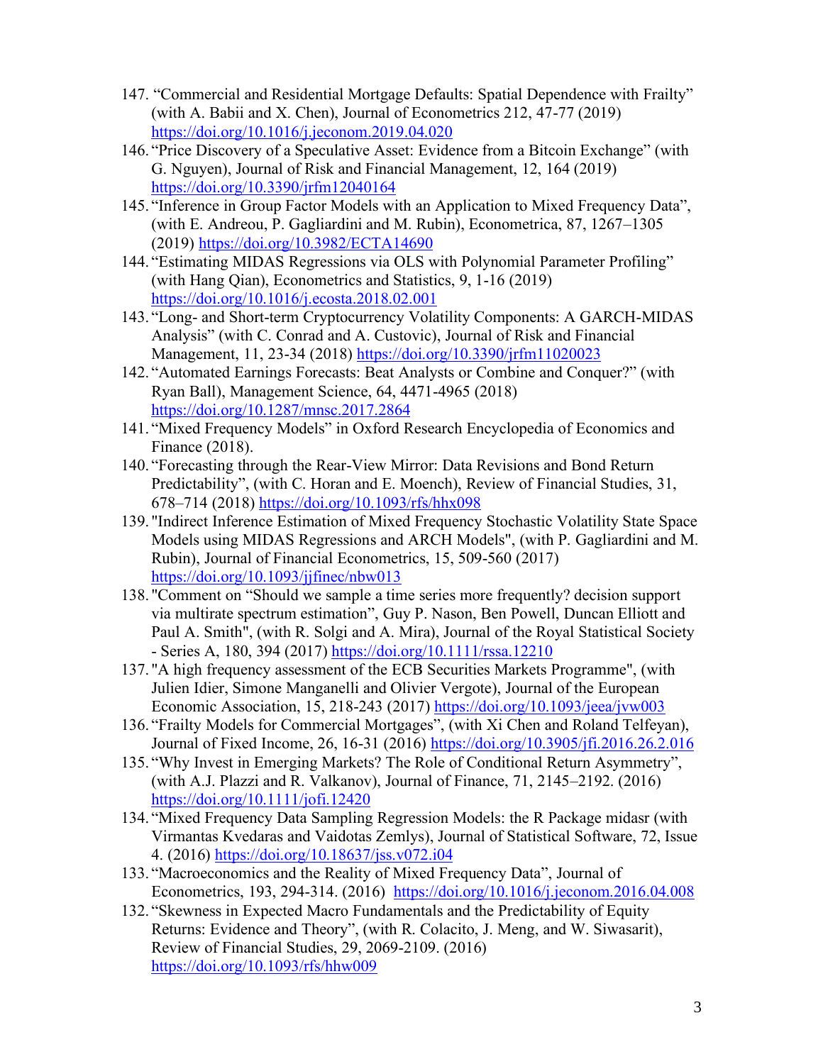147. "Commercial and Residential Mortgage Defaults: Spatial Dependence with Frailty" (with A. Babii and X. Chen), Journal of Econometrics 212, 47-77 (2019) https://doi.org/10.1016/j.jeconom.2019.04.020
146. "Price Discovery of a Speculative Asset: Evidence from a Bitcoin Exchange" (with G. Nguyen), Journal of Risk and Financial Management, 12, 164 (2019) https://doi.org/10.3390/jrfm12040164
145. "Inference in Group Factor Models with an Application to Mixed Frequency Data", (with E. Andreou, P. Gagliardini and M. Rubin), Econometrica, 87, 1267–1305 (2019) https://doi.org/10.3982/ECTA14690
144. "Estimating MIDAS Regressions via OLS with Polynomial Parameter Profiling" (with Hang Qian), Econometrics and Statistics, 9, 1-16 (2019) https://doi.org/10.1016/j.ecosta.2018.02.001
143. "Long- and Short-term Cryptocurrency Volatility Components: A GARCH-MIDAS Analysis" (with C. Conrad and A. Custovic), Journal of Risk and Financial Management, 11, 23-34 (2018) https://doi.org/10.3390/jrfm11020023
142. "Automated Earnings Forecasts: Beat Analysts or Combine and Conquer?" (with Ryan Ball), Management Science, 64, 4471-4965 (2018) https://doi.org/10.1287/mnsc.2017.2864
141. "Mixed Frequency Models" in Oxford Research Encyclopedia of Economics and Finance (2018).
140. "Forecasting through the Rear-View Mirror: Data Revisions and Bond Return Predictability", (with C. Horan and E. Moench), Review of Financial Studies, 31, 678–714 (2018) https://doi.org/10.1093/rfs/hhx098
139. "Indirect Inference Estimation of Mixed Frequency Stochastic Volatility State Space Models using MIDAS Regressions and ARCH Models", (with P. Gagliardini and M. Rubin), Journal of Financial Econometrics, 15, 509-560 (2017) https://doi.org/10.1093/jjfinec/nbw013
138. "Comment on "Should we sample a time series more frequently? decision support via multirate spectrum estimation", Guy P. Nason, Ben Powell, Duncan Elliott and Paul A. Smith", (with R. Solgi and A. Mira), Journal of the Royal Statistical Society - Series A, 180, 394 (2017) https://doi.org/10.1111/rssa.12210
137. "A high frequency assessment of the ECB Securities Markets Programme", (with Julien Idier, Simone Manganelli and Olivier Vergote), Journal of the European Economic Association, 15, 218-243 (2017) https://doi.org/10.1093/jeea/jvw003
136. "Frailty Models for Commercial Mortgages", (with Xi Chen and Roland Telfeyan), Journal of Fixed Income, 26, 16-31 (2016) https://doi.org/10.3905/jfi.2016.26.2.016
135. "Why Invest in Emerging Markets? The Role of Conditional Return Asymmetry", (with A.J. Plazzi and R. Valkanov), Journal of Finance, 71, 2145–2192. (2016) https://doi.org/10.1111/jofi.12420
134. "Mixed Frequency Data Sampling Regression Models: the R Package midasr (with Virmantas Kvedaras and Vaidotas Zemlys), Journal of Statistical Software, 72, Issue 4. (2016) https://doi.org/10.18637/jss.v072.i04
133. "Macroeconomics and the Reality of Mixed Frequency Data", Journal of Econometrics, 193, 294-314. (2016) https://doi.org/10.1016/j.jeconom.2016.04.008
132. "Skewness in Expected Macro Fundamentals and the Predictability of Equity Returns: Evidence and Theory", (with R. Colacito, J. Meng, and W. Siwasarit), Review of Financial Studies, 29, 2069-2109. (2016) https://doi.org/10.1093/rfs/hhw009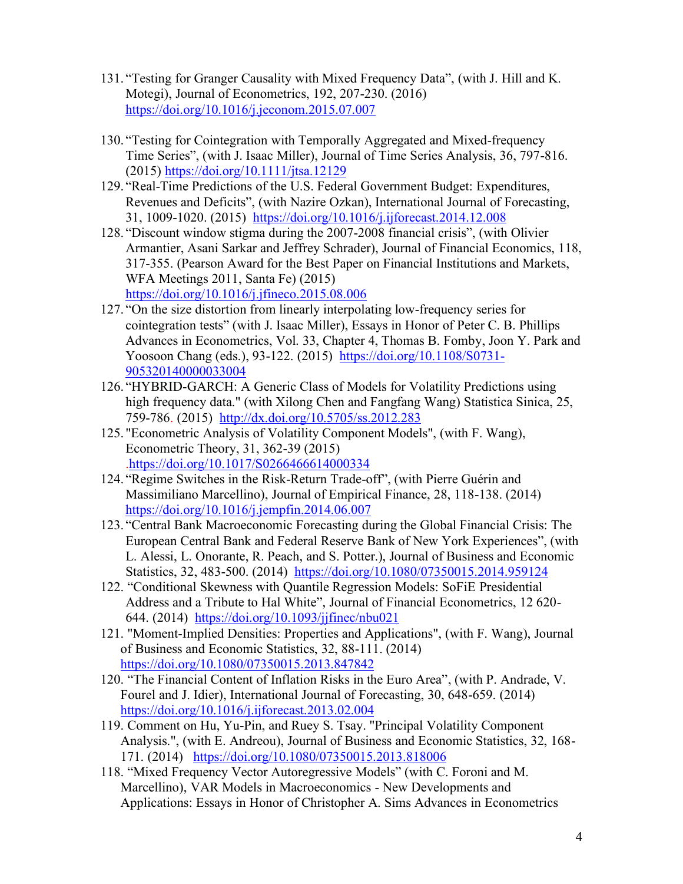131. "Testing for Granger Causality with Mixed Frequency Data", (with J. Hill and K. Motegi), Journal of Econometrics, 192, 207-230. (2016) https://doi.org/10.1016/j.jeconom.2015.07.007

130. "Testing for Cointegration with Temporally Aggregated and Mixed-frequency Time Series", (with J. Isaac Miller), Journal of Time Series Analysis, 36, 797-816. (2015) https://doi.org/10.1111/jtsa.12129

129. "Real-Time Predictions of the U.S. Federal Government Budget: Expenditures, Revenues and Deficits", (with Nazire Ozkan), International Journal of Forecasting, 31, 1009-1020. (2015) https://doi.org/10.1016/j.ijforecast.2014.12.008

128. "Discount window stigma during the 2007-2008 financial crisis", (with Olivier Armantier, Asani Sarkar and Jeffrey Schrader), Journal of Financial Economics, 118, 317-355. (Pearson Award for the Best Paper on Financial Institutions and Markets, WFA Meetings 2011, Santa Fe) (2015) https://doi.org/10.1016/j.jfineco.2015.08.006

127. "On the size distortion from linearly interpolating low-frequency series for cointegration tests" (with J. Isaac Miller), Essays in Honor of Peter C. B. Phillips Advances in Econometrics, Vol. 33, Chapter 4, Thomas B. Fomby, Joon Y. Park and Yoosoon Chang (eds.), 93-122. (2015) https://doi.org/10.1108/S0731-905320140000033004

126. "HYBRID-GARCH: A Generic Class of Models for Volatility Predictions using high frequency data." (with Xilong Chen and Fangfang Wang) Statistica Sinica, 25, 759-786. (2015) http://dx.doi.org/10.5705/ss.2012.283

125. "Econometric Analysis of Volatility Component Models", (with F. Wang), Econometric Theory, 31, 362-39 (2015) .https://doi.org/10.1017/S0266466614000334

124. "Regime Switches in the Risk-Return Trade-off", (with Pierre Guérin and Massimiliano Marcellino), Journal of Empirical Finance, 28, 118-138. (2014) https://doi.org/10.1016/j.jempfin.2014.06.007

123. "Central Bank Macroeconomic Forecasting during the Global Financial Crisis: The European Central Bank and Federal Reserve Bank of New York Experiences", (with L. Alessi, L. Onorante, R. Peach, and S. Potter.), Journal of Business and Economic Statistics, 32, 483-500. (2014) https://doi.org/10.1080/07350015.2014.959124

122. "Conditional Skewness with Quantile Regression Models: SoFiE Presidential Address and a Tribute to Hal White", Journal of Financial Econometrics, 12 620-644. (2014) https://doi.org/10.1093/jjfinec/nbu021

121. "Moment-Implied Densities: Properties and Applications", (with F. Wang), Journal of Business and Economic Statistics, 32, 88-111. (2014) https://doi.org/10.1080/07350015.2013.847842

120. "The Financial Content of Inflation Risks in the Euro Area", (with P. Andrade, V. Fourel and J. Idier), International Journal of Forecasting, 30, 648-659. (2014) https://doi.org/10.1016/j.ijforecast.2013.02.004

119. Comment on Hu, Yu-Pin, and Ruey S. Tsay. "Principal Volatility Component Analysis.", (with E. Andreou), Journal of Business and Economic Statistics, 32, 168-171. (2014) https://doi.org/10.1080/07350015.2013.818006

118. "Mixed Frequency Vector Autoregressive Models" (with C. Foroni and M. Marcellino), VAR Models in Macroeconomics - New Developments and Applications: Essays in Honor of Christopher A. Sims Advances in Econometrics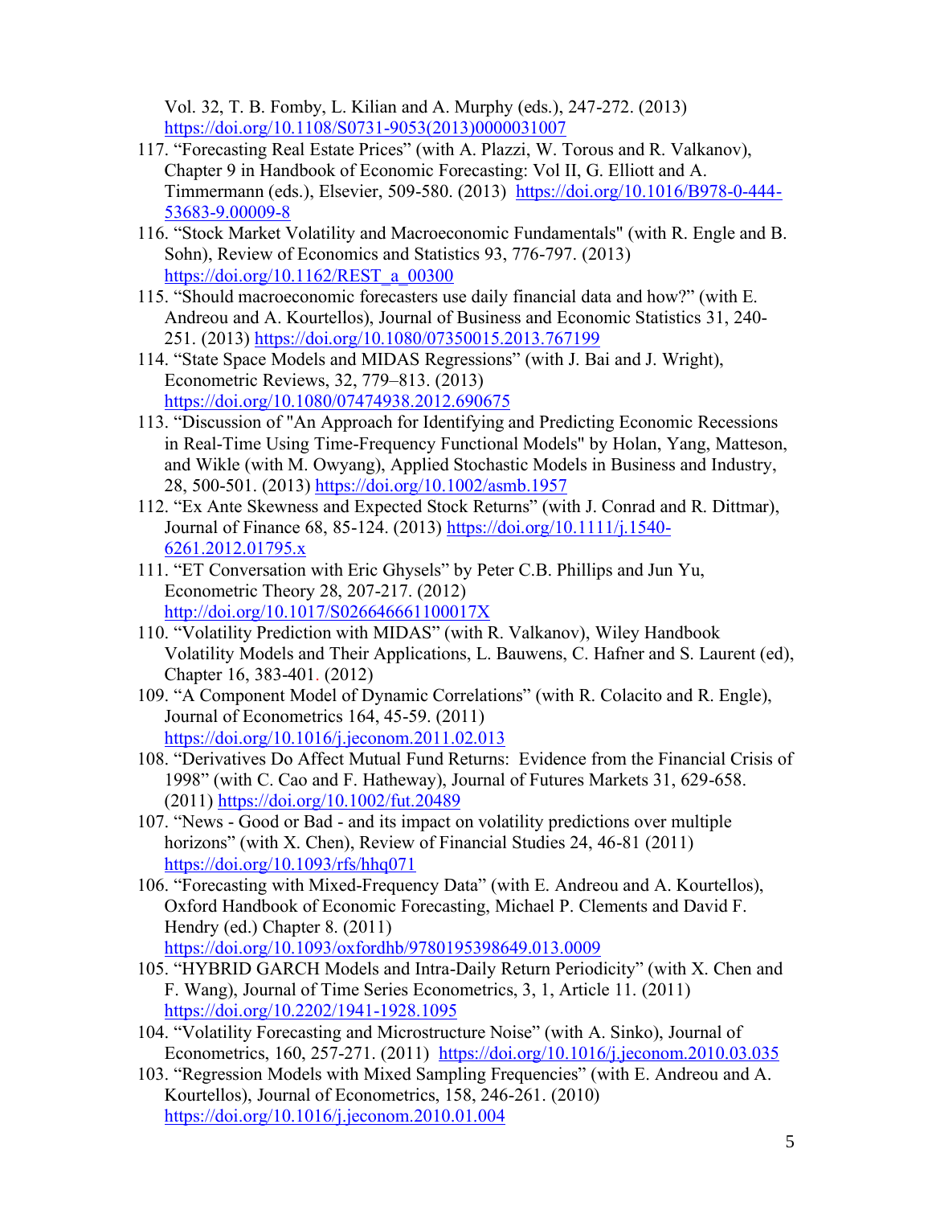Vol. 32, T. B. Fomby, L. Kilian and A. Murphy (eds.), 247-272. (2013) https://doi.org/10.1108/S0731-9053(2013)0000031007

117. "Forecasting Real Estate Prices" (with A. Plazzi, W. Torous and R. Valkanov), Chapter 9 in Handbook of Economic Forecasting: Vol II, G. Elliott and A. Timmermann (eds.), Elsevier, 509-580. (2013) https://doi.org/10.1016/B978-0-444-53683-9.00009-8
116. "Stock Market Volatility and Macroeconomic Fundamentals" (with R. Engle and B. Sohn), Review of Economics and Statistics 93, 776-797. (2013) https://doi.org/10.1162/REST_a_00300
115. "Should macroeconomic forecasters use daily financial data and how?" (with E. Andreou and A. Kourtellos), Journal of Business and Economic Statistics 31, 240-251. (2013) https://doi.org/10.1080/07350015.2013.767199
114. "State Space Models and MIDAS Regressions" (with J. Bai and J. Wright), Econometric Reviews, 32, 779–813. (2013) https://doi.org/10.1080/07474938.2012.690675
113. "Discussion of "An Approach for Identifying and Predicting Economic Recessions in Real-Time Using Time-Frequency Functional Models" by Holan, Yang, Matteson, and Wikle (with M. Owyang), Applied Stochastic Models in Business and Industry, 28, 500-501. (2013) https://doi.org/10.1002/asmb.1957
112. "Ex Ante Skewness and Expected Stock Returns" (with J. Conrad and R. Dittmar), Journal of Finance 68, 85-124. (2013) https://doi.org/10.1111/j.1540-6261.2012.01795.x
111. "ET Conversation with Eric Ghysels" by Peter C.B. Phillips and Jun Yu, Econometric Theory 28, 207-217. (2012) http://doi.org/10.1017/S026646661100017X
110. "Volatility Prediction with MIDAS" (with R. Valkanov), Wiley Handbook Volatility Models and Their Applications, L. Bauwens, C. Hafner and S. Laurent (ed), Chapter 16, 383-401. (2012)
109. "A Component Model of Dynamic Correlations" (with R. Colacito and R. Engle), Journal of Econometrics 164, 45-59. (2011) https://doi.org/10.1016/j.jeconom.2011.02.013
108. "Derivatives Do Affect Mutual Fund Returns: Evidence from the Financial Crisis of 1998" (with C. Cao and F. Hatheway), Journal of Futures Markets 31, 629-658. (2011) https://doi.org/10.1002/fut.20489
107. "News - Good or Bad - and its impact on volatility predictions over multiple horizons" (with X. Chen), Review of Financial Studies 24, 46-81 (2011) https://doi.org/10.1093/rfs/hhq071
106. "Forecasting with Mixed-Frequency Data" (with E. Andreou and A. Kourtellos), Oxford Handbook of Economic Forecasting, Michael P. Clements and David F. Hendry (ed.) Chapter 8. (2011) https://doi.org/10.1093/oxfordhb/9780195398649.013.0009
105. "HYBRID GARCH Models and Intra-Daily Return Periodicity" (with X. Chen and F. Wang), Journal of Time Series Econometrics, 3, 1, Article 11. (2011) https://doi.org/10.2202/1941-1928.1095
104. "Volatility Forecasting and Microstructure Noise" (with A. Sinko), Journal of Econometrics, 160, 257-271. (2011) https://doi.org/10.1016/j.jeconom.2010.03.035
103. "Regression Models with Mixed Sampling Frequencies" (with E. Andreou and A. Kourtellos), Journal of Econometrics, 158, 246-261. (2010) https://doi.org/10.1016/j.jeconom.2010.01.004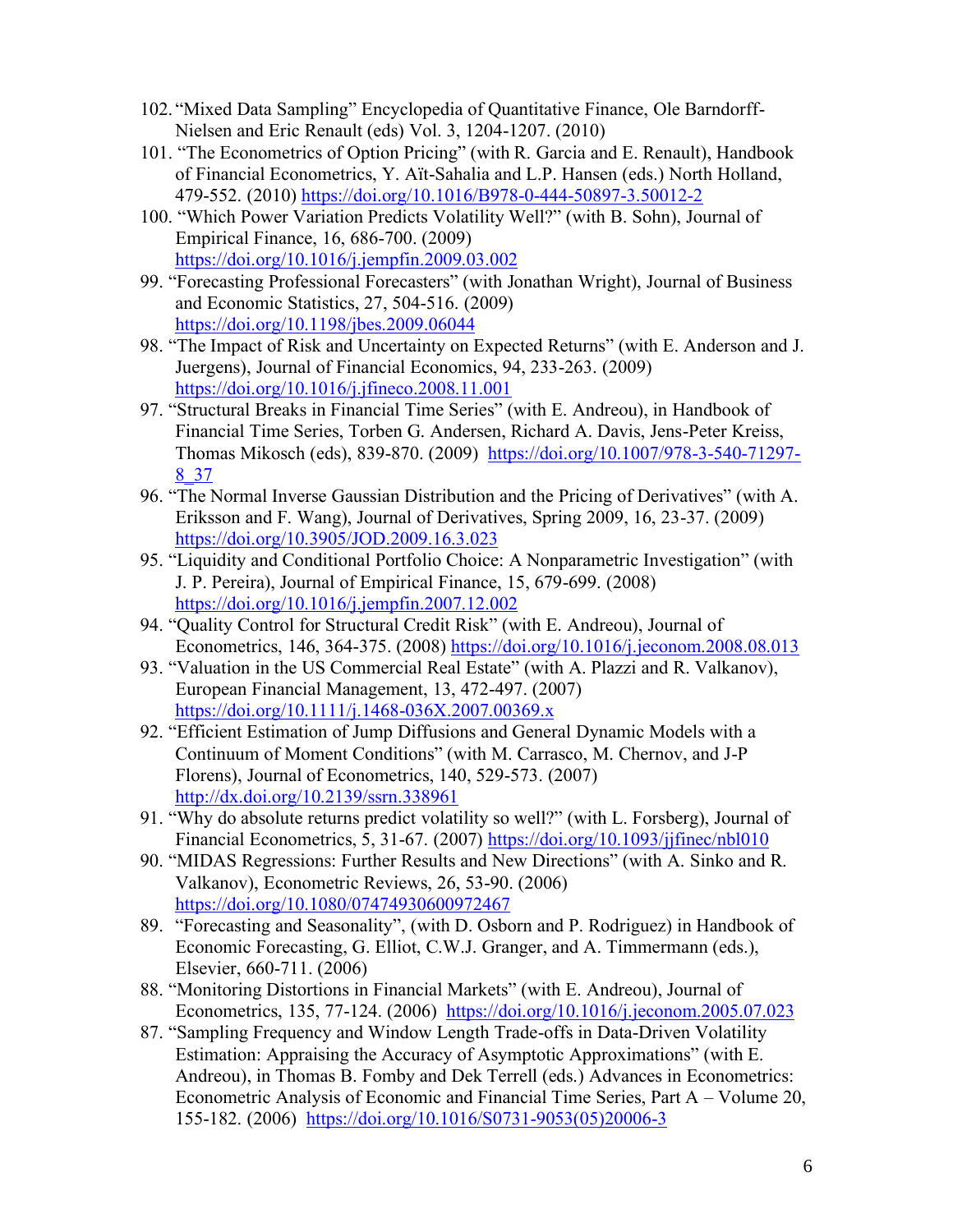102. "Mixed Data Sampling" Encyclopedia of Quantitative Finance, Ole Barndorff-Nielsen and Eric Renault (eds) Vol. 3, 1204-1207. (2010)
101. "The Econometrics of Option Pricing" (with R. Garcia and E. Renault), Handbook of Financial Econometrics, Y. Aït-Sahalia and L.P. Hansen (eds.) North Holland, 479-552. (2010) https://doi.org/10.1016/B978-0-444-50897-3.50012-2
100. "Which Power Variation Predicts Volatility Well?" (with B. Sohn), Journal of Empirical Finance, 16, 686-700. (2009) https://doi.org/10.1016/j.jempfin.2009.03.002
99. "Forecasting Professional Forecasters" (with Jonathan Wright), Journal of Business and Economic Statistics, 27, 504-516. (2009) https://doi.org/10.1198/jbes.2009.06044
98. "The Impact of Risk and Uncertainty on Expected Returns" (with E. Anderson and J. Juergens), Journal of Financial Economics, 94, 233-263. (2009) https://doi.org/10.1016/j.jfineco.2008.11.001
97. "Structural Breaks in Financial Time Series" (with E. Andreou), in Handbook of Financial Time Series, Torben G. Andersen, Richard A. Davis, Jens-Peter Kreiss, Thomas Mikosch (eds), 839-870. (2009) https://doi.org/10.1007/978-3-540-71297-8_37
96. "The Normal Inverse Gaussian Distribution and the Pricing of Derivatives" (with A. Eriksson and F. Wang), Journal of Derivatives, Spring 2009, 16, 23-37. (2009) https://doi.org/10.3905/JOD.2009.16.3.023
95. "Liquidity and Conditional Portfolio Choice: A Nonparametric Investigation" (with J. P. Pereira), Journal of Empirical Finance, 15, 679-699. (2008) https://doi.org/10.1016/j.jempfin.2007.12.002
94. "Quality Control for Structural Credit Risk" (with E. Andreou), Journal of Econometrics, 146, 364-375. (2008) https://doi.org/10.1016/j.jeconom.2008.08.013
93. "Valuation in the US Commercial Real Estate" (with A. Plazzi and R. Valkanov), European Financial Management, 13, 472-497. (2007) https://doi.org/10.1111/j.1468-036X.2007.00369.x
92. "Efficient Estimation of Jump Diffusions and General Dynamic Models with a Continuum of Moment Conditions" (with M. Carrasco, M. Chernov, and J-P Florens), Journal of Econometrics, 140, 529-573. (2007) http://dx.doi.org/10.2139/ssrn.338961
91. "Why do absolute returns predict volatility so well?" (with L. Forsberg), Journal of Financial Econometrics, 5, 31-67. (2007) https://doi.org/10.1093/jjfinec/nbl010
90. "MIDAS Regressions: Further Results and New Directions" (with A. Sinko and R. Valkanov), Econometric Reviews, 26, 53-90. (2006) https://doi.org/10.1080/07474930600972467
89. "Forecasting and Seasonality", (with D. Osborn and P. Rodriguez) in Handbook of Economic Forecasting, G. Elliot, C.W.J. Granger, and A. Timmermann (eds.), Elsevier, 660-711. (2006)
88. "Monitoring Distortions in Financial Markets" (with E. Andreou), Journal of Econometrics, 135, 77-124. (2006) https://doi.org/10.1016/j.jeconom.2005.07.023
87. "Sampling Frequency and Window Length Trade-offs in Data-Driven Volatility Estimation: Appraising the Accuracy of Asymptotic Approximations" (with E. Andreou), in Thomas B. Fomby and Dek Terrell (eds.) Advances in Econometrics: Econometric Analysis of Economic and Financial Time Series, Part A – Volume 20, 155-182. (2006) https://doi.org/10.1016/S0731-9053(05)20006-3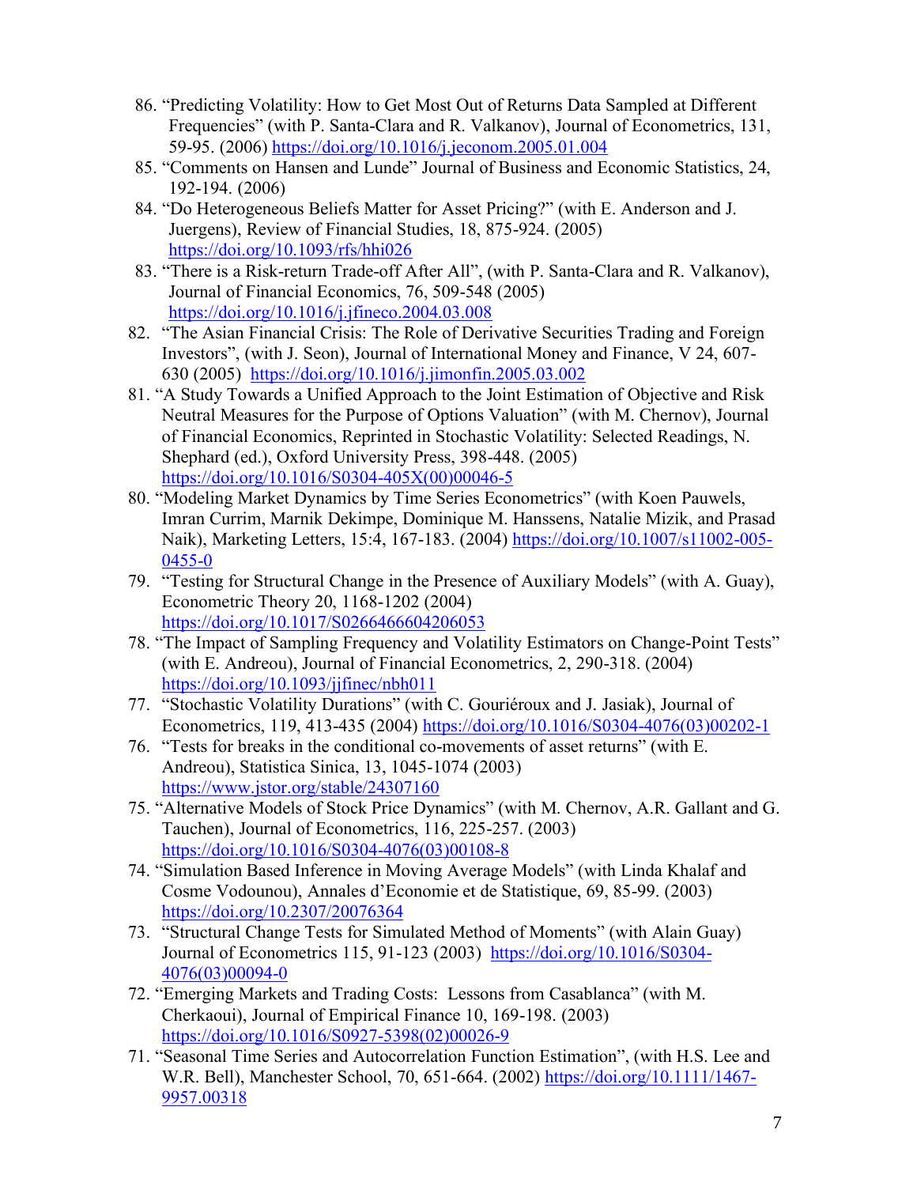86. "Predicting Volatility: How to Get Most Out of Returns Data Sampled at Different Frequencies" (with P. Santa-Clara and R. Valkanov), Journal of Econometrics, 131, 59-95. (2006) https://doi.org/10.1016/j.jeconom.2005.01.004
85. "Comments on Hansen and Lunde" Journal of Business and Economic Statistics, 24, 192-194. (2006)
84. "Do Heterogeneous Beliefs Matter for Asset Pricing?" (with E. Anderson and J. Juergens), Review of Financial Studies, 18, 875-924. (2005) https://doi.org/10.1093/rfs/hhi026
83. "There is a Risk-return Trade-off After All", (with P. Santa-Clara and R. Valkanov), Journal of Financial Economics, 76, 509-548 (2005) https://doi.org/10.1016/j.jfineco.2004.03.008
82. "The Asian Financial Crisis: The Role of Derivative Securities Trading and Foreign Investors", (with J. Seon), Journal of International Money and Finance, V 24, 607-630 (2005) https://doi.org/10.1016/j.jimonfin.2005.03.002
81. "A Study Towards a Unified Approach to the Joint Estimation of Objective and Risk Neutral Measures for the Purpose of Options Valuation" (with M. Chernov), Journal of Financial Economics, Reprinted in Stochastic Volatility: Selected Readings, N. Shephard (ed.), Oxford University Press, 398-448. (2005) https://doi.org/10.1016/S0304-405X(00)00046-5
80. "Modeling Market Dynamics by Time Series Econometrics" (with Koen Pauwels, Imran Currim, Marnik Dekimpe, Dominique M. Hanssens, Natalie Mizik, and Prasad Naik), Marketing Letters, 15:4, 167-183. (2004) https://doi.org/10.1007/s11002-005-0455-0
79. "Testing for Structural Change in the Presence of Auxiliary Models" (with A. Guay), Econometric Theory 20, 1168-1202 (2004) https://doi.org/10.1017/S0266466604206053
78. "The Impact of Sampling Frequency and Volatility Estimators on Change-Point Tests" (with E. Andreou), Journal of Financial Econometrics, 2, 290-318. (2004) https://doi.org/10.1093/jjfinec/nbh011
77. "Stochastic Volatility Durations" (with C. Gouriéroux and J. Jasiak), Journal of Econometrics, 119, 413-435 (2004) https://doi.org/10.1016/S0304-4076(03)00202-1
76. "Tests for breaks in the conditional co-movements of asset returns" (with E. Andreou), Statistica Sinica, 13, 1045-1074 (2003) https://www.jstor.org/stable/24307160
75. "Alternative Models of Stock Price Dynamics" (with M. Chernov, A.R. Gallant and G. Tauchen), Journal of Econometrics, 116, 225-257. (2003) https://doi.org/10.1016/S0304-4076(03)00108-8
74. "Simulation Based Inference in Moving Average Models" (with Linda Khalaf and Cosme Vodounou), Annales d'Economie et de Statistique, 69, 85-99. (2003) https://doi.org/10.2307/20076364
73. "Structural Change Tests for Simulated Method of Moments" (with Alain Guay) Journal of Econometrics 115, 91-123 (2003) https://doi.org/10.1016/S0304-4076(03)00094-0
72. "Emerging Markets and Trading Costs: Lessons from Casablanca" (with M. Cherkaoui), Journal of Empirical Finance 10, 169-198. (2003) https://doi.org/10.1016/S0927-5398(02)00026-9
71. "Seasonal Time Series and Autocorrelation Function Estimation", (with H.S. Lee and W.R. Bell), Manchester School, 70, 651-664. (2002) https://doi.org/10.1111/1467-9957.00318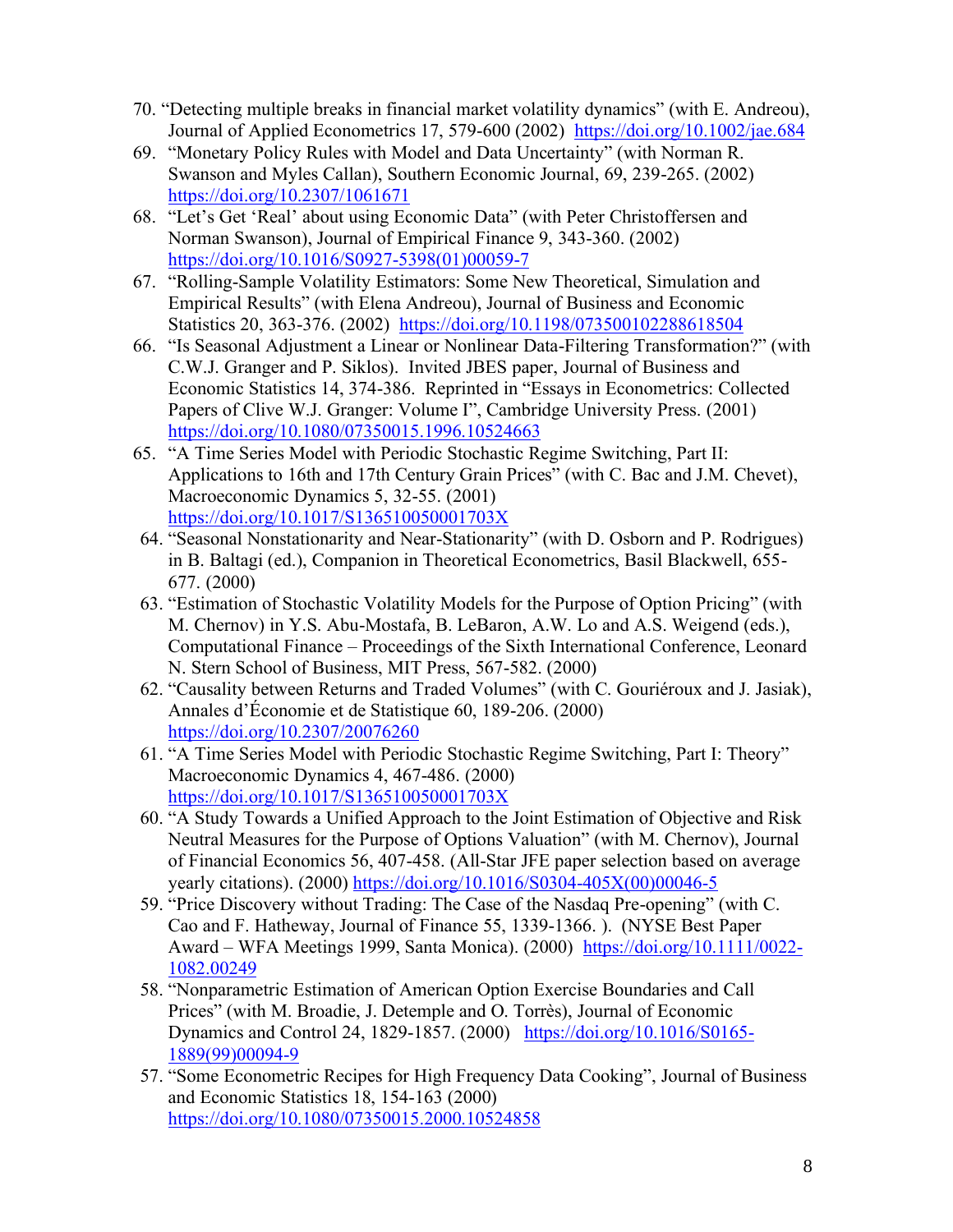70. "Detecting multiple breaks in financial market volatility dynamics" (with E. Andreou), Journal of Applied Econometrics 17, 579-600 (2002) https://doi.org/10.1002/jae.684
69. "Monetary Policy Rules with Model and Data Uncertainty" (with Norman R. Swanson and Myles Callan), Southern Economic Journal, 69, 239-265. (2002) https://doi.org/10.2307/1061671
68. "Let's Get 'Real' about using Economic Data" (with Peter Christoffersen and Norman Swanson), Journal of Empirical Finance 9, 343-360. (2002) https://doi.org/10.1016/S0927-5398(01)00059-7
67. "Rolling-Sample Volatility Estimators: Some New Theoretical, Simulation and Empirical Results" (with Elena Andreou), Journal of Business and Economic Statistics 20, 363-376. (2002) https://doi.org/10.1198/073500102288618504
66. "Is Seasonal Adjustment a Linear or Nonlinear Data-Filtering Transformation?" (with C.W.J. Granger and P. Siklos). Invited JBES paper, Journal of Business and Economic Statistics 14, 374-386. Reprinted in "Essays in Econometrics: Collected Papers of Clive W.J. Granger: Volume I", Cambridge University Press. (2001) https://doi.org/10.1080/07350015.1996.10524663
65. "A Time Series Model with Periodic Stochastic Regime Switching, Part II: Applications to 16th and 17th Century Grain Prices" (with C. Bac and J.M. Chevet), Macroeconomic Dynamics 5, 32-55. (2001) https://doi.org/10.1017/S136510050001703X
64. "Seasonal Nonstationarity and Near-Stationarity" (with D. Osborn and P. Rodrigues) in B. Baltagi (ed.), Companion in Theoretical Econometrics, Basil Blackwell, 655-677. (2000)
63. "Estimation of Stochastic Volatility Models for the Purpose of Option Pricing" (with M. Chernov) in Y.S. Abu-Mostafa, B. LeBaron, A.W. Lo and A.S. Weigend (eds.), Computational Finance – Proceedings of the Sixth International Conference, Leonard N. Stern School of Business, MIT Press, 567-582. (2000)
62. "Causality between Returns and Traded Volumes" (with C. Gouriéroux and J. Jasiak), Annales d'Économie et de Statistique 60, 189-206. (2000) https://doi.org/10.2307/20076260
61. "A Time Series Model with Periodic Stochastic Regime Switching, Part I: Theory" Macroeconomic Dynamics 4, 467-486. (2000) https://doi.org/10.1017/S136510050001703X
60. "A Study Towards a Unified Approach to the Joint Estimation of Objective and Risk Neutral Measures for the Purpose of Options Valuation" (with M. Chernov), Journal of Financial Economics 56, 407-458. (All-Star JFE paper selection based on average yearly citations). (2000) https://doi.org/10.1016/S0304-405X(00)00046-5
59. "Price Discovery without Trading: The Case of the Nasdaq Pre-opening" (with C. Cao and F. Hatheway, Journal of Finance 55, 1339-1366. ). (NYSE Best Paper Award – WFA Meetings 1999, Santa Monica). (2000) https://doi.org/10.1111/0022-1082.00249
58. "Nonparametric Estimation of American Option Exercise Boundaries and Call Prices" (with M. Broadie, J. Detemple and O. Torrès), Journal of Economic Dynamics and Control 24, 1829-1857. (2000) https://doi.org/10.1016/S0165-1889(99)00094-9
57. "Some Econometric Recipes for High Frequency Data Cooking", Journal of Business and Economic Statistics 18, 154-163 (2000) https://doi.org/10.1080/07350015.2000.10524858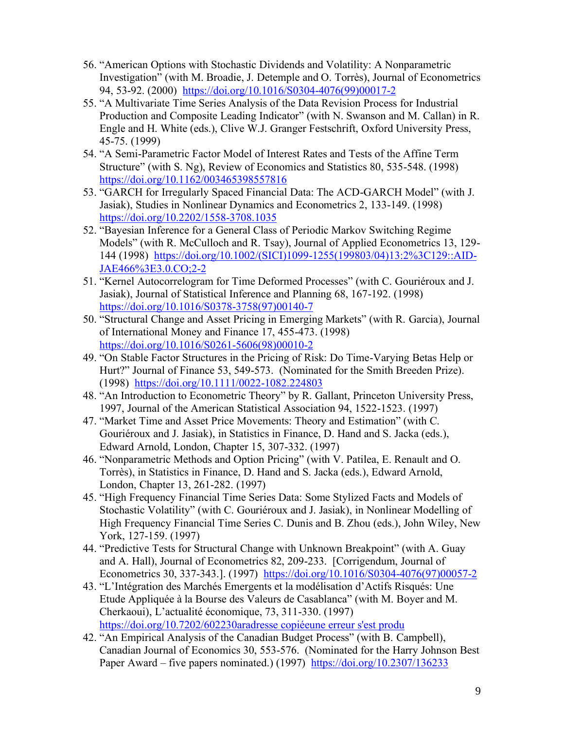56. "American Options with Stochastic Dividends and Volatility: A Nonparametric Investigation" (with M. Broadie, J. Detemple and O. Torrès), Journal of Econometrics 94, 53-92. (2000) https://doi.org/10.1016/S0304-4076(99)00017-2
55. "A Multivariate Time Series Analysis of the Data Revision Process for Industrial Production and Composite Leading Indicator" (with N. Swanson and M. Callan) in R. Engle and H. White (eds.), Clive W.J. Granger Festschrift, Oxford University Press, 45-75. (1999)
54. "A Semi-Parametric Factor Model of Interest Rates and Tests of the Affine Term Structure" (with S. Ng), Review of Economics and Statistics 80, 535-548. (1998) https://doi.org/10.1162/003465398557816
53. "GARCH for Irregularly Spaced Financial Data: The ACD-GARCH Model" (with J. Jasiak), Studies in Nonlinear Dynamics and Econometrics 2, 133-149. (1998) https://doi.org/10.2202/1558-3708.1035
52. "Bayesian Inference for a General Class of Periodic Markov Switching Regime Models" (with R. McCulloch and R. Tsay), Journal of Applied Econometrics 13, 129-144 (1998) https://doi.org/10.1002/(SICI)1099-1255(199803/04)13:2%3C129::AID-JAE466%3E3.0.CO;2-2
51. "Kernel Autocorrelogram for Time Deformed Processes" (with C. Gouriéroux and J. Jasiak), Journal of Statistical Inference and Planning 68, 167-192. (1998) https://doi.org/10.1016/S0378-3758(97)00140-7
50. "Structural Change and Asset Pricing in Emerging Markets" (with R. Garcia), Journal of International Money and Finance 17, 455-473. (1998) https://doi.org/10.1016/S0261-5606(98)00010-2
49. "On Stable Factor Structures in the Pricing of Risk: Do Time-Varying Betas Help or Hurt?" Journal of Finance 53, 549-573. (Nominated for the Smith Breeden Prize). (1998) https://doi.org/10.1111/0022-1082.224803
48. "An Introduction to Econometric Theory" by R. Gallant, Princeton University Press, 1997, Journal of the American Statistical Association 94, 1522-1523. (1997)
47. "Market Time and Asset Price Movements: Theory and Estimation" (with C. Gouriéroux and J. Jasiak), in Statistics in Finance, D. Hand and S. Jacka (eds.), Edward Arnold, London, Chapter 15, 307-332. (1997)
46. "Nonparametric Methods and Option Pricing" (with V. Patilea, E. Renault and O. Torrès), in Statistics in Finance, D. Hand and S. Jacka (eds.), Edward Arnold, London, Chapter 13, 261-282. (1997)
45. "High Frequency Financial Time Series Data: Some Stylized Facts and Models of Stochastic Volatility" (with C. Gouriéroux and J. Jasiak), in Nonlinear Modelling of High Frequency Financial Time Series C. Dunis and B. Zhou (eds.), John Wiley, New York, 127-159. (1997)
44. "Predictive Tests for Structural Change with Unknown Breakpoint" (with A. Guay and A. Hall), Journal of Econometrics 82, 209-233. [Corrigendum, Journal of Econometrics 30, 337-343.]. (1997) https://doi.org/10.1016/S0304-4076(97)00057-2
43. "L'Intégration des Marchés Emergents et la modélisation d'Actifs Risqués: Une Etude Appliquée à la Bourse des Valeurs de Casablanca" (with M. Boyer and M. Cherkaoui), L'actualité économique, 73, 311-330. (1997) https://doi.org/10.7202/602230aradresse copiéeune erreur s'est produ
42. "An Empirical Analysis of the Canadian Budget Process" (with B. Campbell), Canadian Journal of Economics 30, 553-576. (Nominated for the Harry Johnson Best Paper Award – five papers nominated.) (1997) https://doi.org/10.2307/136233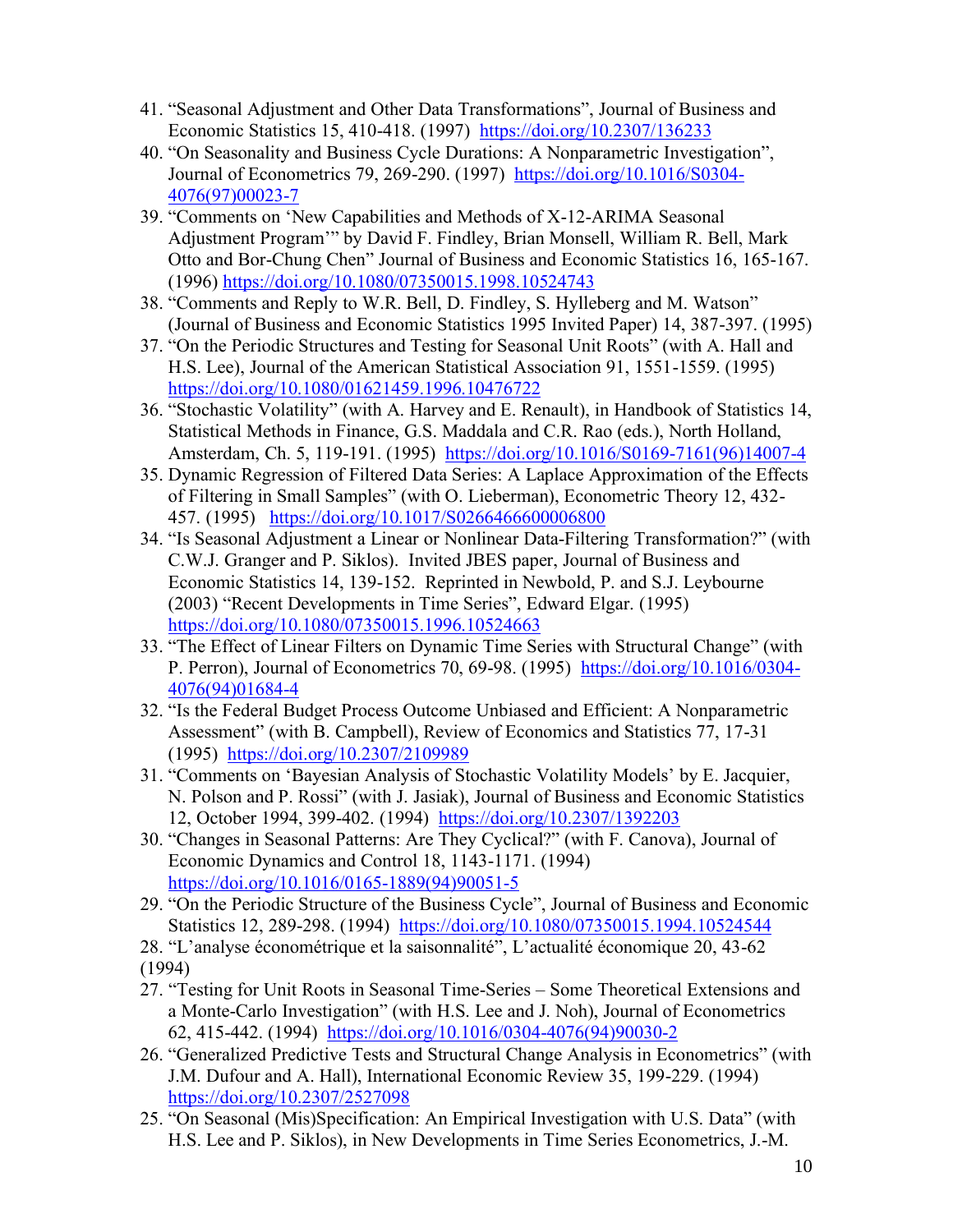41. "Seasonal Adjustment and Other Data Transformations", Journal of Business and Economic Statistics 15, 410-418. (1997) https://doi.org/10.2307/136233
40. "On Seasonality and Business Cycle Durations: A Nonparametric Investigation", Journal of Econometrics 79, 269-290. (1997) https://doi.org/10.1016/S0304-4076(97)00023-7
39. "Comments on 'New Capabilities and Methods of X-12-ARIMA Seasonal Adjustment Program'" by David F. Findley, Brian Monsell, William R. Bell, Mark Otto and Bor-Chung Chen" Journal of Business and Economic Statistics 16, 165-167. (1996) https://doi.org/10.1080/07350015.1998.10524743
38. "Comments and Reply to W.R. Bell, D. Findley, S. Hylleberg and M. Watson" (Journal of Business and Economic Statistics 1995 Invited Paper) 14, 387-397. (1995)
37. "On the Periodic Structures and Testing for Seasonal Unit Roots" (with A. Hall and H.S. Lee), Journal of the American Statistical Association 91, 1551-1559. (1995) https://doi.org/10.1080/01621459.1996.10476722
36. "Stochastic Volatility" (with A. Harvey and E. Renault), in Handbook of Statistics 14, Statistical Methods in Finance, G.S. Maddala and C.R. Rao (eds.), North Holland, Amsterdam, Ch. 5, 119-191. (1995) https://doi.org/10.1016/S0169-7161(96)14007-4
35. Dynamic Regression of Filtered Data Series: A Laplace Approximation of the Effects of Filtering in Small Samples" (with O. Lieberman), Econometric Theory 12, 432-457. (1995) https://doi.org/10.1017/S0266466600006800
34. "Is Seasonal Adjustment a Linear or Nonlinear Data-Filtering Transformation?" (with C.W.J. Granger and P. Siklos). Invited JBES paper, Journal of Business and Economic Statistics 14, 139-152. Reprinted in Newbold, P. and S.J. Leybourne (2003) "Recent Developments in Time Series", Edward Elgar. (1995) https://doi.org/10.1080/07350015.1996.10524663
33. "The Effect of Linear Filters on Dynamic Time Series with Structural Change" (with P. Perron), Journal of Econometrics 70, 69-98. (1995) https://doi.org/10.1016/0304-4076(94)01684-4
32. "Is the Federal Budget Process Outcome Unbiased and Efficient: A Nonparametric Assessment" (with B. Campbell), Review of Economics and Statistics 77, 17-31 (1995) https://doi.org/10.2307/2109989
31. "Comments on 'Bayesian Analysis of Stochastic Volatility Models' by E. Jacquier, N. Polson and P. Rossi" (with J. Jasiak), Journal of Business and Economic Statistics 12, October 1994, 399-402. (1994) https://doi.org/10.2307/1392203
30. "Changes in Seasonal Patterns: Are They Cyclical?" (with F. Canova), Journal of Economic Dynamics and Control 18, 1143-1171. (1994) https://doi.org/10.1016/0165-1889(94)90051-5
29. "On the Periodic Structure of the Business Cycle", Journal of Business and Economic Statistics 12, 289-298. (1994) https://doi.org/10.1080/07350015.1994.10524544
28. "L'analyse économétrique et la saisonnalité", L'actualité économique 20, 43-62 (1994)
27. "Testing for Unit Roots in Seasonal Time-Series – Some Theoretical Extensions and a Monte-Carlo Investigation" (with H.S. Lee and J. Noh), Journal of Econometrics 62, 415-442. (1994) https://doi.org/10.1016/0304-4076(94)90030-2
26. "Generalized Predictive Tests and Structural Change Analysis in Econometrics" (with J.M. Dufour and A. Hall), International Economic Review 35, 199-229. (1994) https://doi.org/10.2307/2527098
25. "On Seasonal (Mis)Specification: An Empirical Investigation with U.S. Data" (with H.S. Lee and P. Siklos), in New Developments in Time Series Econometrics, J.-M.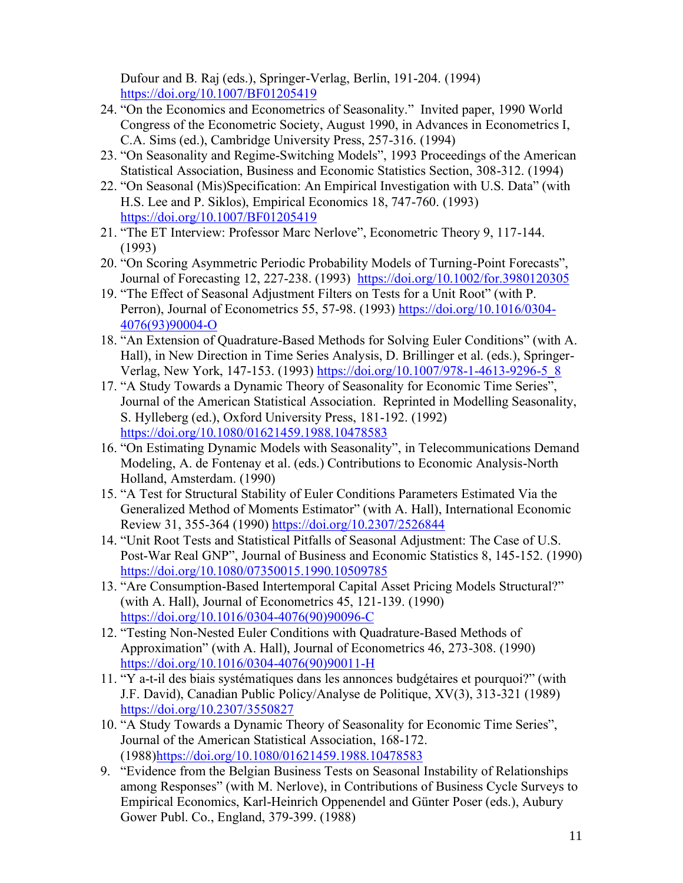Dufour and B. Raj (eds.), Springer-Verlag, Berlin, 191-204. (1994) https://doi.org/10.1007/BF01205419

24. "On the Economics and Econometrics of Seasonality." Invited paper, 1990 World Congress of the Econometric Society, August 1990, in Advances in Econometrics I, C.A. Sims (ed.), Cambridge University Press, 257-316. (1994)
23. "On Seasonality and Regime-Switching Models", 1993 Proceedings of the American Statistical Association, Business and Economic Statistics Section, 308-312. (1994)
22. "On Seasonal (Mis)Specification: An Empirical Investigation with U.S. Data" (with H.S. Lee and P. Siklos), Empirical Economics 18, 747-760. (1993) https://doi.org/10.1007/BF01205419
21. "The ET Interview: Professor Marc Nerlove", Econometric Theory 9, 117-144. (1993)
20. "On Scoring Asymmetric Periodic Probability Models of Turning-Point Forecasts", Journal of Forecasting 12, 227-238. (1993) https://doi.org/10.1002/for.3980120305
19. "The Effect of Seasonal Adjustment Filters on Tests for a Unit Root" (with P. Perron), Journal of Econometrics 55, 57-98. (1993) https://doi.org/10.1016/0304-4076(93)90004-O
18. "An Extension of Quadrature-Based Methods for Solving Euler Conditions" (with A. Hall), in New Direction in Time Series Analysis, D. Brillinger et al. (eds.), Springer-Verlag, New York, 147-153. (1993) https://doi.org/10.1007/978-1-4613-9296-5_8
17. "A Study Towards a Dynamic Theory of Seasonality for Economic Time Series", Journal of the American Statistical Association. Reprinted in Modelling Seasonality, S. Hylleberg (ed.), Oxford University Press, 181-192. (1992) https://doi.org/10.1080/01621459.1988.10478583
16. "On Estimating Dynamic Models with Seasonality", in Telecommunications Demand Modeling, A. de Fontenay et al. (eds.) Contributions to Economic Analysis-North Holland, Amsterdam. (1990)
15. "A Test for Structural Stability of Euler Conditions Parameters Estimated Via the Generalized Method of Moments Estimator" (with A. Hall), International Economic Review 31, 355-364 (1990) https://doi.org/10.2307/2526844
14. "Unit Root Tests and Statistical Pitfalls of Seasonal Adjustment: The Case of U.S. Post-War Real GNP", Journal of Business and Economic Statistics 8, 145-152. (1990) https://doi.org/10.1080/07350015.1990.10509785
13. "Are Consumption-Based Intertemporal Capital Asset Pricing Models Structural?" (with A. Hall), Journal of Econometrics 45, 121-139. (1990) https://doi.org/10.1016/0304-4076(90)90096-C
12. "Testing Non-Nested Euler Conditions with Quadrature-Based Methods of Approximation" (with A. Hall), Journal of Econometrics 46, 273-308. (1990) https://doi.org/10.1016/0304-4076(90)90011-H
11. "Y a-t-il des biais systématiques dans les annonces budgétaires et pourquoi?" (with J.F. David), Canadian Public Policy/Analyse de Politique, XV(3), 313-321 (1989) https://doi.org/10.2307/3550827
10. "A Study Towards a Dynamic Theory of Seasonality for Economic Time Series", Journal of the American Statistical Association, 168-172. (1988)https://doi.org/10.1080/01621459.1988.10478583
9. "Evidence from the Belgian Business Tests on Seasonal Instability of Relationships among Responses" (with M. Nerlove), in Contributions of Business Cycle Surveys to Empirical Economics, Karl-Heinrich Oppenendel and Günter Poser (eds.), Aubury Gower Publ. Co., England, 379-399. (1988)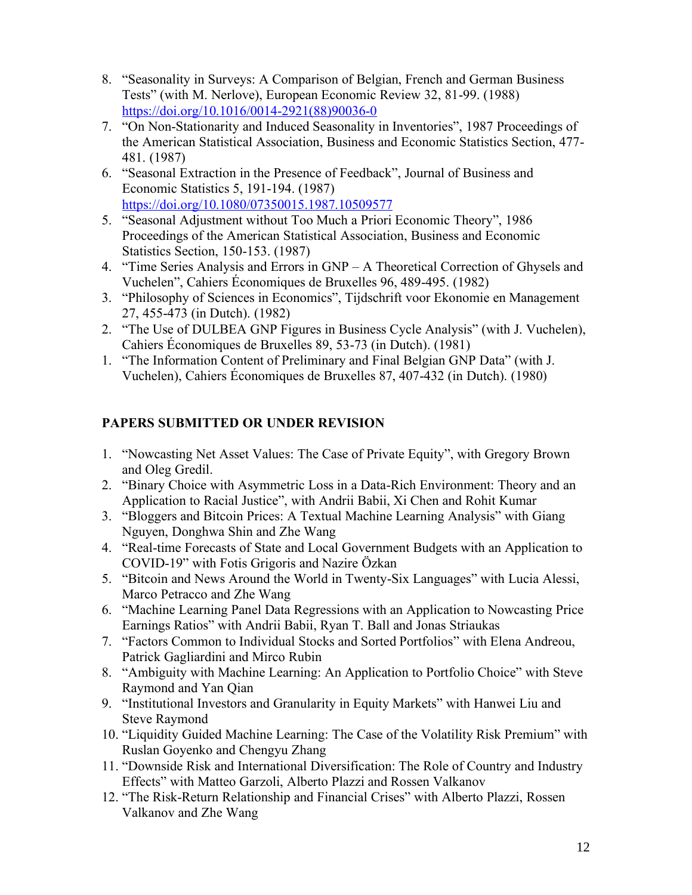8. "Seasonality in Surveys: A Comparison of Belgian, French and German Business Tests" (with M. Nerlove), European Economic Review 32, 81-99. (1988) https://doi.org/10.1016/0014-2921(88)90036-0
7. "On Non-Stationarity and Induced Seasonality in Inventories", 1987 Proceedings of the American Statistical Association, Business and Economic Statistics Section, 477-481. (1987)
6. "Seasonal Extraction in the Presence of Feedback", Journal of Business and Economic Statistics 5, 191-194. (1987) https://doi.org/10.1080/07350015.1987.10509577
5. "Seasonal Adjustment without Too Much a Priori Economic Theory", 1986 Proceedings of the American Statistical Association, Business and Economic Statistics Section, 150-153. (1987)
4. "Time Series Analysis and Errors in GNP – A Theoretical Correction of Ghysels and Vuchelen", Cahiers Économiques de Bruxelles 96, 489-495. (1982)
3. "Philosophy of Sciences in Economics", Tijdschrift voor Ekonomie en Management 27, 455-473 (in Dutch). (1982)
2. "The Use of DULBEA GNP Figures in Business Cycle Analysis" (with J. Vuchelen), Cahiers Économiques de Bruxelles 89, 53-73 (in Dutch). (1981)
1. "The Information Content of Preliminary and Final Belgian GNP Data" (with J. Vuchelen), Cahiers Économiques de Bruxelles 87, 407-432 (in Dutch). (1980)

## PAPERS SUBMITTED OR UNDER REVISION

1. "Nowcasting Net Asset Values: The Case of Private Equity", with Gregory Brown and Oleg Gredil.
2. "Binary Choice with Asymmetric Loss in a Data-Rich Environment: Theory and an Application to Racial Justice", with Andrii Babii, Xi Chen and Rohit Kumar
3. "Bloggers and Bitcoin Prices: A Textual Machine Learning Analysis" with Giang Nguyen, Donghwa Shin and Zhe Wang
4. "Real-time Forecasts of State and Local Government Budgets with an Application to COVID-19" with Fotis Grigoris and Nazire Özkan
5. "Bitcoin and News Around the World in Twenty-Six Languages" with Lucia Alessi, Marco Petracco and Zhe Wang
6. "Machine Learning Panel Data Regressions with an Application to Nowcasting Price Earnings Ratios" with Andrii Babii, Ryan T. Ball and Jonas Striaukas
7. "Factors Common to Individual Stocks and Sorted Portfolios" with Elena Andreou, Patrick Gagliardini and Mirco Rubin
8. "Ambiguity with Machine Learning: An Application to Portfolio Choice" with Steve Raymond and Yan Qian
9. "Institutional Investors and Granularity in Equity Markets" with Hanwei Liu and Steve Raymond
10. "Liquidity Guided Machine Learning: The Case of the Volatility Risk Premium" with Ruslan Goyenko and Chengyu Zhang
11. "Downside Risk and International Diversification: The Role of Country and Industry Effects" with Matteo Garzoli, Alberto Plazzi and Rossen Valkanov
12. "The Risk-Return Relationship and Financial Crises" with Alberto Plazzi, Rossen Valkanov and Zhe Wang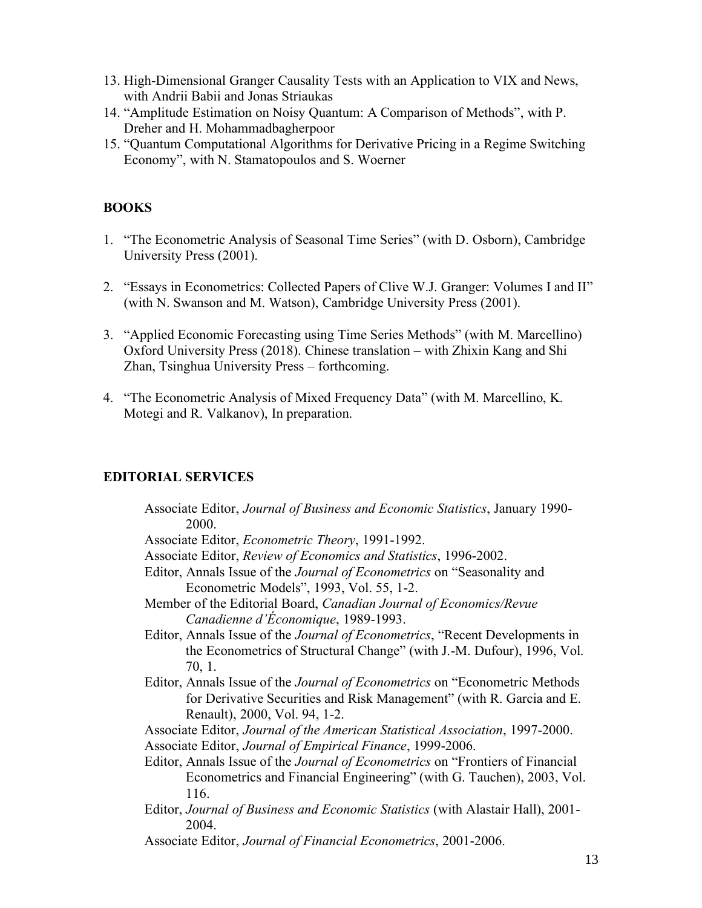13. High-Dimensional Granger Causality Tests with an Application to VIX and News, with Andrii Babii and Jonas Striaukas
14. "Amplitude Estimation on Noisy Quantum: A Comparison of Methods", with P. Dreher and H. Mohammadbagherpoor
15. "Quantum Computational Algorithms for Derivative Pricing in a Regime Switching Economy", with N. Stamatopoulos and S. Woerner

## BOOKS

1. "The Econometric Analysis of Seasonal Time Series" (with D. Osborn), Cambridge University Press (2001).

2. "Essays in Econometrics: Collected Papers of Clive W.J. Granger: Volumes I and II" (with N. Swanson and M. Watson), Cambridge University Press (2001).

3. "Applied Economic Forecasting using Time Series Methods" (with M. Marcellino) Oxford University Press (2018). Chinese translation – with Zhixin Kang and Shi Zhan, Tsinghua University Press – forthcoming.

4. "The Econometric Analysis of Mixed Frequency Data" (with M. Marcellino, K. Motegi and R. Valkanov), In preparation.

## EDITORIAL SERVICES

Associate Editor, *Journal of Business and Economic Statistics*, January 1990-2000.

Associate Editor, *Econometric Theory*, 1991-1992.

Associate Editor, *Review of Economics and Statistics*, 1996-2002.

Editor, Annals Issue of the *Journal of Econometrics* on "Seasonality and Econometric Models", 1993, Vol. 55, 1-2.

Member of the Editorial Board, *Canadian Journal of Economics/Revue Canadienne d'Économique*, 1989-1993.

Editor, Annals Issue of the *Journal of Econometrics*, "Recent Developments in the Econometrics of Structural Change" (with J.-M. Dufour), 1996, Vol. 70, 1.

Editor, Annals Issue of the *Journal of Econometrics* on "Econometric Methods for Derivative Securities and Risk Management" (with R. Garcia and E. Renault), 2000, Vol. 94, 1-2.

Associate Editor, *Journal of the American Statistical Association*, 1997-2000.

Associate Editor, *Journal of Empirical Finance*, 1999-2006.

Editor, Annals Issue of the *Journal of Econometrics* on "Frontiers of Financial Econometrics and Financial Engineering" (with G. Tauchen), 2003, Vol. 116.

Editor, *Journal of Business and Economic Statistics* (with Alastair Hall), 2001-2004.

Associate Editor, *Journal of Financial Econometrics*, 2001-2006.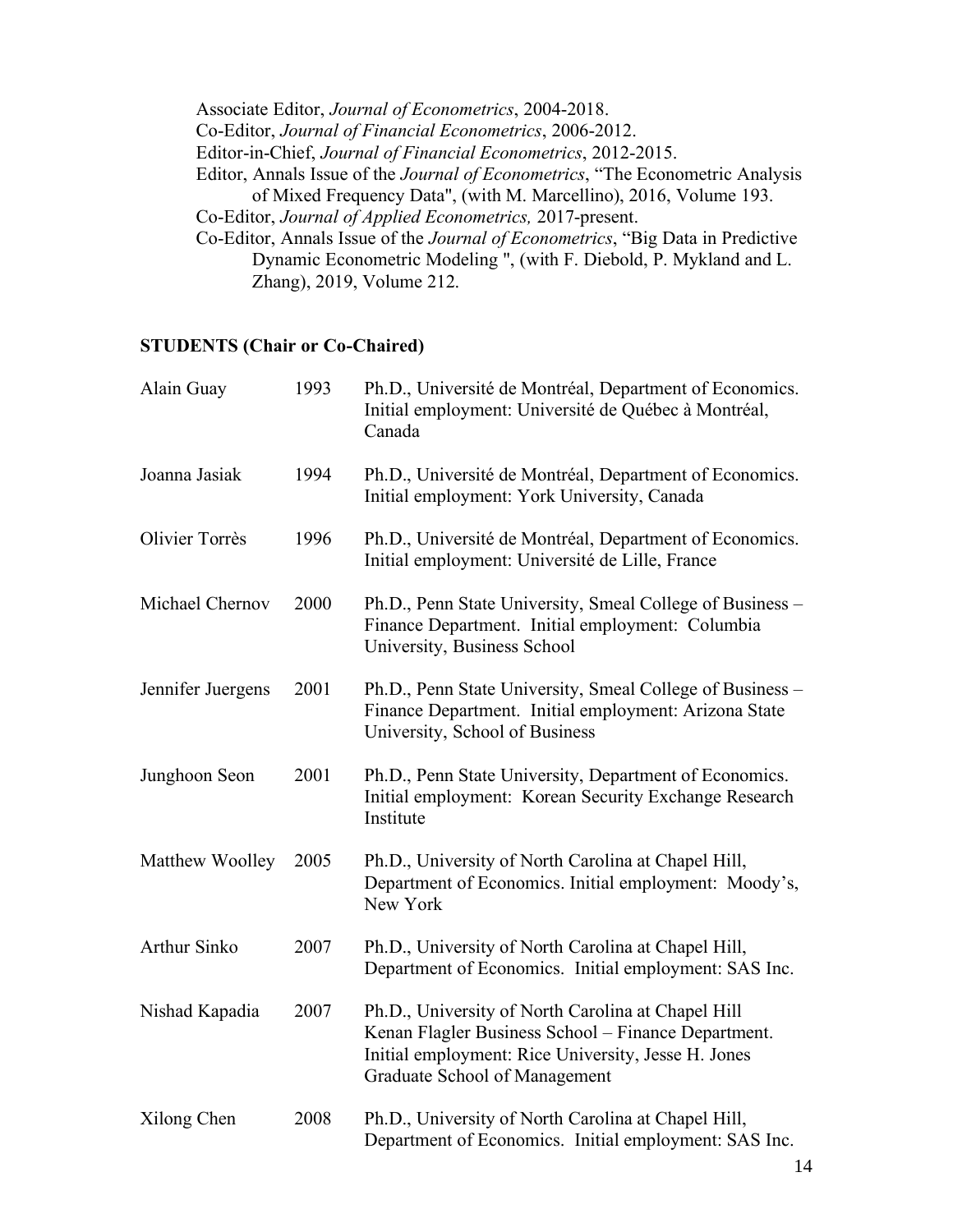Associate Editor, *Journal of Econometrics*, 2004-2018.
Co-Editor, *Journal of Financial Econometrics*, 2006-2012.
Editor-in-Chief, *Journal of Financial Econometrics*, 2012-2015.
Editor, Annals Issue of the *Journal of Econometrics*, "The Econometric Analysis of Mixed Frequency Data", (with M. Marcellino), 2016, Volume 193.
Co-Editor, *Journal of Applied Econometrics,* 2017-present.
Co-Editor, Annals Issue of the *Journal of Econometrics*, "Big Data in Predictive Dynamic Econometric Modeling ", (with F. Diebold, P. Mykland and L. Zhang), 2019, Volume 212.

## STUDENTS (Chair or Co-Chaired)

| | | |
|---|---|---|
| Alain Guay | 1993 | Ph.D., Université de Montréal, Department of Economics. Initial employment: Université de Québec à Montréal, Canada |
| Joanna Jasiak | 1994 | Ph.D., Université de Montréal, Department of Economics. Initial employment: York University, Canada |
| Olivier Torrès | 1996 | Ph.D., Université de Montréal, Department of Economics. Initial employment: Université de Lille, France |
| Michael Chernov | 2000 | Ph.D., Penn State University, Smeal College of Business – Finance Department. Initial employment: Columbia University, Business School |
| Jennifer Juergens | 2001 | Ph.D., Penn State University, Smeal College of Business – Finance Department. Initial employment: Arizona State University, School of Business |
| Junghoon Seon | 2001 | Ph.D., Penn State University, Department of Economics. Initial employment: Korean Security Exchange Research Institute |
| Matthew Woolley | 2005 | Ph.D., University of North Carolina at Chapel Hill, Department of Economics. Initial employment: Moody's, New York |
| Arthur Sinko | 2007 | Ph.D., University of North Carolina at Chapel Hill, Department of Economics. Initial employment: SAS Inc. |
| Nishad Kapadia | 2007 | Ph.D., University of North Carolina at Chapel Hill Kenan Flagler Business School – Finance Department. Initial employment: Rice University, Jesse H. Jones Graduate School of Management |
| Xilong Chen | 2008 | Ph.D., University of North Carolina at Chapel Hill, Department of Economics. Initial employment: SAS Inc. |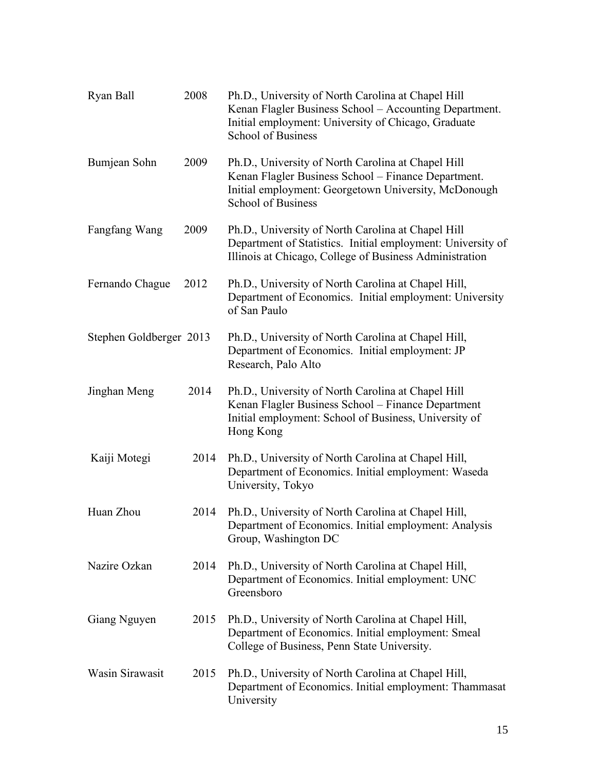| | | |
|---|---|---|
| Ryan Ball | 2008 | Ph.D., University of North Carolina at Chapel Hill Kenan Flagler Business School – Accounting Department. Initial employment: University of Chicago, Graduate School of Business |
| Bumjean Sohn | 2009 | Ph.D., University of North Carolina at Chapel Hill Kenan Flagler Business School – Finance Department. Initial employment: Georgetown University, McDonough School of Business |
| Fangfang Wang | 2009 | Ph.D., University of North Carolina at Chapel Hill Department of Statistics. Initial employment: University of Illinois at Chicago, College of Business Administration |
| Fernando Chague | 2012 | Ph.D., University of North Carolina at Chapel Hill, Department of Economics. Initial employment: University of San Paulo |
| Stephen Goldberger | 2013 | Ph.D., University of North Carolina at Chapel Hill, Department of Economics. Initial employment: JP Research, Palo Alto |
| Jinghan Meng | 2014 | Ph.D., University of North Carolina at Chapel Hill Kenan Flagler Business School – Finance Department Initial employment: School of Business, University of Hong Kong |
| Kaiji Motegi | 2014 | Ph.D., University of North Carolina at Chapel Hill, Department of Economics. Initial employment: Waseda University, Tokyo |
| Huan Zhou | 2014 | Ph.D., University of North Carolina at Chapel Hill, Department of Economics. Initial employment: Analysis Group, Washington DC |
| Nazire Ozkan | 2014 | Ph.D., University of North Carolina at Chapel Hill, Department of Economics. Initial employment: UNC Greensboro |
| Giang Nguyen | 2015 | Ph.D., University of North Carolina at Chapel Hill, Department of Economics. Initial employment: Smeal College of Business, Penn State University. |
| Wasin Sirawasit | 2015 | Ph.D., University of North Carolina at Chapel Hill, Department of Economics. Initial employment: Thammasat University |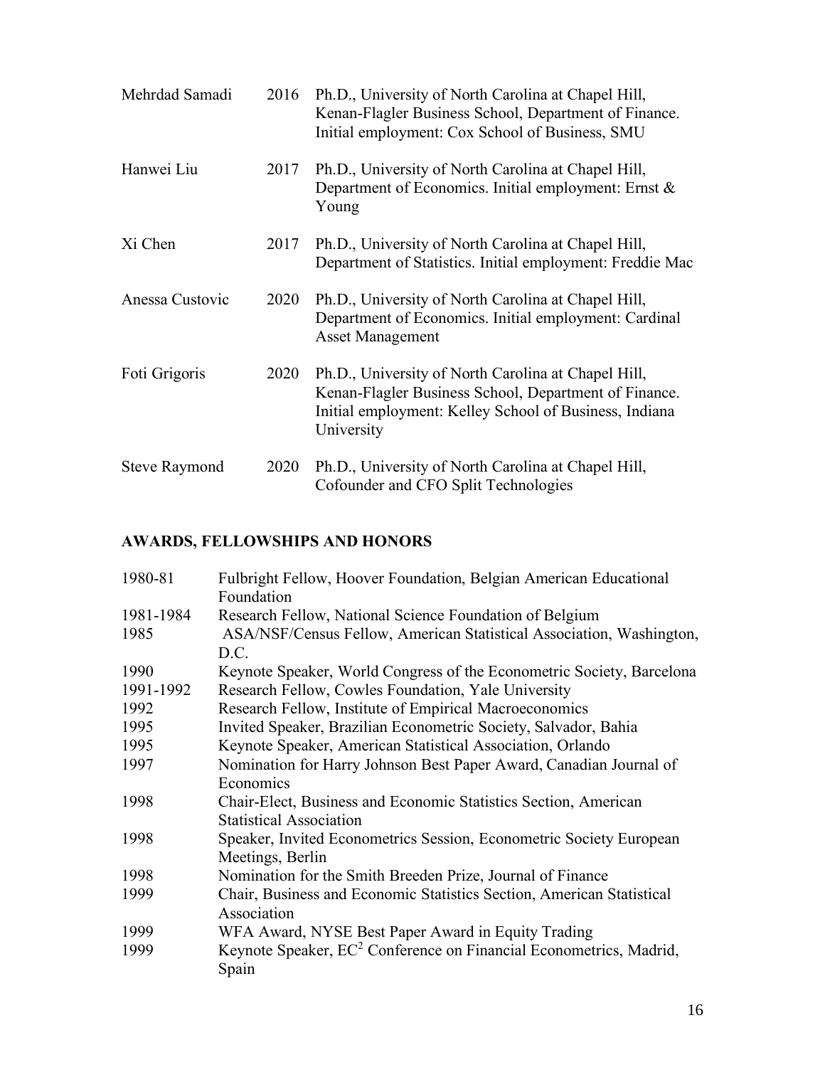| | | |
|---|---|---|
| Mehrdad Samadi | 2016 | Ph.D., University of North Carolina at Chapel Hill, Kenan-Flagler Business School, Department of Finance. Initial employment: Cox School of Business, SMU |
| Hanwei Liu | 2017 | Ph.D., University of North Carolina at Chapel Hill, Department of Economics. Initial employment: Ernst & Young |
| Xi Chen | 2017 | Ph.D., University of North Carolina at Chapel Hill, Department of Statistics. Initial employment: Freddie Mac |
| Anessa Custovic | 2020 | Ph.D., University of North Carolina at Chapel Hill, Department of Economics. Initial employment: Cardinal Asset Management |
| Foti Grigoris | 2020 | Ph.D., University of North Carolina at Chapel Hill, Kenan-Flagler Business School, Department of Finance. Initial employment: Kelley School of Business, Indiana University |
| Steve Raymond | 2020 | Ph.D., University of North Carolina at Chapel Hill, Cofounder and CFO Split Technologies |

## AWARDS, FELLOWSHIPS AND HONORS

| | |
|---|---|
| 1980-81 | Fulbright Fellow, Hoover Foundation, Belgian American Educational Foundation |
| 1981-1984 | Research Fellow, National Science Foundation of Belgium |
| 1985 | ASA/NSF/Census Fellow, American Statistical Association, Washington, D.C. |
| 1990 | Keynote Speaker, World Congress of the Econometric Society, Barcelona |
| 1991-1992 | Research Fellow, Cowles Foundation, Yale University |
| 1992 | Research Fellow, Institute of Empirical Macroeconomics |
| 1995 | Invited Speaker, Brazilian Econometric Society, Salvador, Bahia |
| 1995 | Keynote Speaker, American Statistical Association, Orlando |
| 1997 | Nomination for Harry Johnson Best Paper Award, Canadian Journal of Economics |
| 1998 | Chair-Elect, Business and Economic Statistics Section, American Statistical Association |
| 1998 | Speaker, Invited Econometrics Session, Econometric Society European Meetings, Berlin |
| 1998 | Nomination for the Smith Breeden Prize, Journal of Finance |
| 1999 | Chair, Business and Economic Statistics Section, American Statistical Association |
| 1999 | WFA Award, NYSE Best Paper Award in Equity Trading |
| 1999 | Keynote Speaker, $EC^2$ Conference on Financial Econometrics, Madrid, Spain |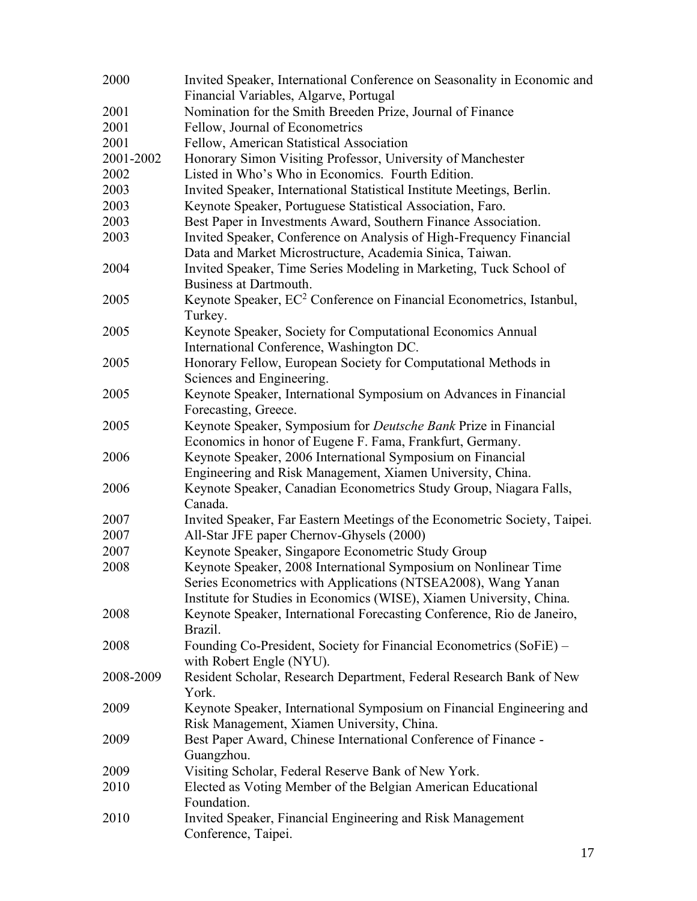| | |
|---|---|
| 2000 | Invited Speaker, International Conference on Seasonality in Economic and Financial Variables, Algarve, Portugal |
| 2001 | Nomination for the Smith Breeden Prize, Journal of Finance |
| 2001 | Fellow, Journal of Econometrics |
| 2001 | Fellow, American Statistical Association |
| 2001-2002 | Honorary Simon Visiting Professor, University of Manchester |
| 2002 | Listed in Who's Who in Economics. Fourth Edition. |
| 2003 | Invited Speaker, International Statistical Institute Meetings, Berlin. |
| 2003 | Keynote Speaker, Portuguese Statistical Association, Faro. |
| 2003 | Best Paper in Investments Award, Southern Finance Association. |
| 2003 | Invited Speaker, Conference on Analysis of High-Frequency Financial Data and Market Microstructure, Academia Sinica, Taiwan. |
| 2004 | Invited Speaker, Time Series Modeling in Marketing, Tuck School of Business at Dartmouth. |
| 2005 | Keynote Speaker, $EC^2$ Conference on Financial Econometrics, Istanbul, Turkey. |
| 2005 | Keynote Speaker, Society for Computational Economics Annual International Conference, Washington DC. |
| 2005 | Honorary Fellow, European Society for Computational Methods in Sciences and Engineering. |
| 2005 | Keynote Speaker, International Symposium on Advances in Financial Forecasting, Greece. |
| 2005 | Keynote Speaker, Symposium for *Deutsche Bank* Prize in Financial Economics in honor of Eugene F. Fama, Frankfurt, Germany. |
| 2006 | Keynote Speaker, 2006 International Symposium on Financial Engineering and Risk Management, Xiamen University, China. |
| 2006 | Keynote Speaker, Canadian Econometrics Study Group, Niagara Falls, Canada. |
| 2007 | Invited Speaker, Far Eastern Meetings of the Econometric Society, Taipei. |
| 2007 | All-Star JFE paper Chernov-Ghysels (2000) |
| 2007 | Keynote Speaker, Singapore Econometric Study Group |
| 2008 | Keynote Speaker, 2008 International Symposium on Nonlinear Time Series Econometrics with Applications (NTSEA2008), Wang Yanan Institute for Studies in Economics (WISE), Xiamen University, China. |
| 2008 | Keynote Speaker, International Forecasting Conference, Rio de Janeiro, Brazil. |
| 2008 | Founding Co-President, Society for Financial Econometrics (SoFiE) – with Robert Engle (NYU). |
| 2008-2009 | Resident Scholar, Research Department, Federal Research Bank of New York. |
| 2009 | Keynote Speaker, International Symposium on Financial Engineering and Risk Management, Xiamen University, China. |
| 2009 | Best Paper Award, Chinese International Conference of Finance - Guangzhou. |
| 2009 | Visiting Scholar, Federal Reserve Bank of New York. |
| 2010 | Elected as Voting Member of the Belgian American Educational Foundation. |
| 2010 | Invited Speaker, Financial Engineering and Risk Management Conference, Taipei. |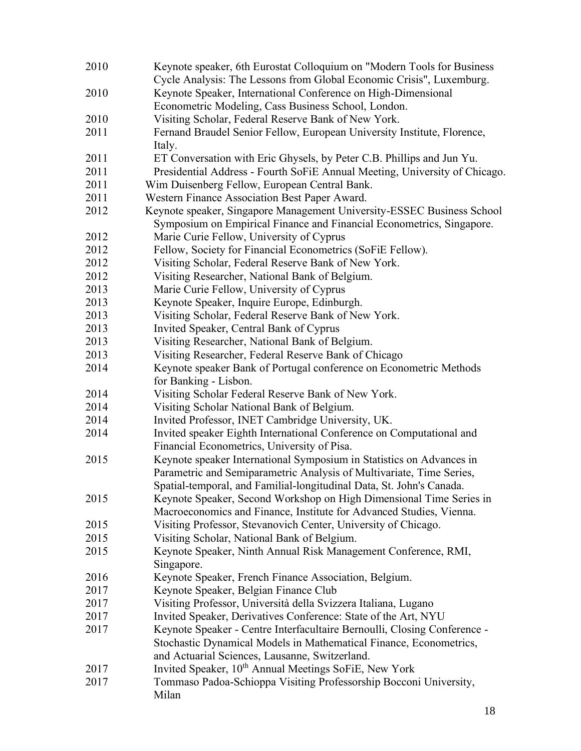| | |
|---|---|
| 2010 | Keynote speaker, 6th Eurostat Colloquium on "Modern Tools for Business Cycle Analysis: The Lessons from Global Economic Crisis", Luxemburg. |
| 2010 | Keynote Speaker, International Conference on High-Dimensional Econometric Modeling, Cass Business School, London. |
| 2010 | Visiting Scholar, Federal Reserve Bank of New York. |
| 2011 | Fernand Braudel Senior Fellow, European University Institute, Florence, Italy. |
| 2011 | ET Conversation with Eric Ghysels, by Peter C.B. Phillips and Jun Yu. |
| 2011 | Presidential Address - Fourth SoFiE Annual Meeting, University of Chicago. |
| 2011 | Wim Duisenberg Fellow, European Central Bank. |
| 2011 | Western Finance Association Best Paper Award. |
| 2012 | Keynote speaker, Singapore Management University-ESSEC Business School Symposium on Empirical Finance and Financial Econometrics, Singapore. |
| 2012 | Marie Curie Fellow, University of Cyprus |
| 2012 | Fellow, Society for Financial Econometrics (SoFiE Fellow). |
| 2012 | Visiting Scholar, Federal Reserve Bank of New York. |
| 2012 | Visiting Researcher, National Bank of Belgium. |
| 2013 | Marie Curie Fellow, University of Cyprus |
| 2013 | Keynote Speaker, Inquire Europe, Edinburgh. |
| 2013 | Visiting Scholar, Federal Reserve Bank of New York. |
| 2013 | Invited Speaker, Central Bank of Cyprus |
| 2013 | Visiting Researcher, National Bank of Belgium. |
| 2013 | Visiting Researcher, Federal Reserve Bank of Chicago |
| 2014 | Keynote speaker Bank of Portugal conference on Econometric Methods for Banking - Lisbon. |
| 2014 | Visiting Scholar Federal Reserve Bank of New York. |
| 2014 | Visiting Scholar National Bank of Belgium. |
| 2014 | Invited Professor, INET Cambridge University, UK. |
| 2014 | Invited speaker Eighth International Conference on Computational and Financial Econometrics, University of Pisa. |
| 2015 | Keynote speaker International Symposium in Statistics on Advances in Parametric and Semiparametric Analysis of Multivariate, Time Series, Spatial-temporal, and Familial-longitudinal Data, St. John's Canada. |
| 2015 | Keynote Speaker, Second Workshop on High Dimensional Time Series in Macroeconomics and Finance, Institute for Advanced Studies, Vienna. |
| 2015 | Visiting Professor, Stevanovich Center, University of Chicago. |
| 2015 | Visiting Scholar, National Bank of Belgium. |
| 2015 | Keynote Speaker, Ninth Annual Risk Management Conference, RMI, Singapore. |
| 2016 | Keynote Speaker, French Finance Association, Belgium. |
| 2017 | Keynote Speaker, Belgian Finance Club |
| 2017 | Visiting Professor, Università della Svizzera Italiana, Lugano |
| 2017 | Invited Speaker, Derivatives Conference: State of the Art, NYU |
| 2017 | Keynote Speaker - Centre Interfacultaire Bernoulli, Closing Conference - Stochastic Dynamical Models in Mathematical Finance, Econometrics, and Actuarial Sciences, Lausanne, Switzerland. |
| 2017 | Invited Speaker, 10th Annual Meetings SoFiE, New York |
| 2017 | Tommaso Padoa-Schioppa Visiting Professorship Bocconi University, Milan |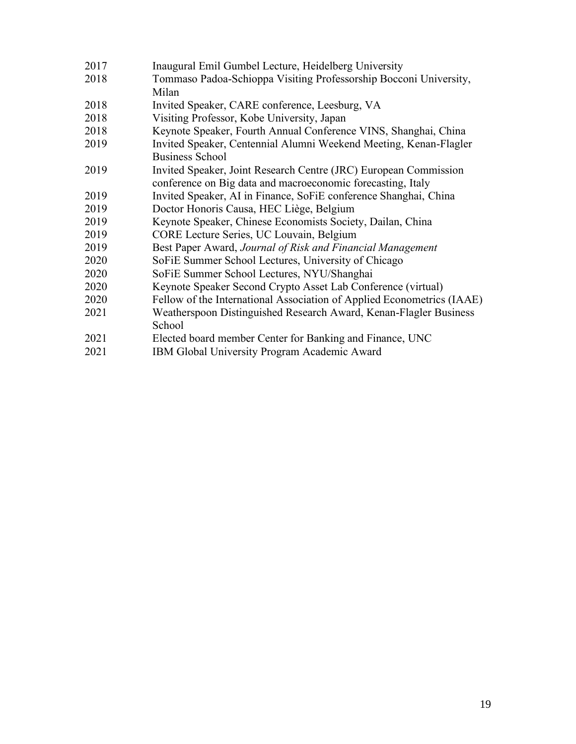| | |
|---|---|
| 2017 | Inaugural Emil Gumbel Lecture, Heidelberg University |
| 2018 | Tommaso Padoa-Schioppa Visiting Professorship Bocconi University, Milan |
| 2018 | Invited Speaker, CARE conference, Leesburg, VA |
| 2018 | Visiting Professor, Kobe University, Japan |
| 2018 | Keynote Speaker, Fourth Annual Conference VINS, Shanghai, China |
| 2019 | Invited Speaker, Centennial Alumni Weekend Meeting, Kenan-Flagler Business School |
| 2019 | Invited Speaker, Joint Research Centre (JRC) European Commission conference on Big data and macroeconomic forecasting, Italy |
| 2019 | Invited Speaker, AI in Finance, SoFiE conference Shanghai, China |
| 2019 | Doctor Honoris Causa, HEC Liège, Belgium |
| 2019 | Keynote Speaker, Chinese Economists Society, Dailan, China |
| 2019 | CORE Lecture Series, UC Louvain, Belgium |
| 2019 | Best Paper Award, *Journal of Risk and Financial Management* |
| 2020 | SoFiE Summer School Lectures, University of Chicago |
| 2020 | SoFiE Summer School Lectures, NYU/Shanghai |
| 2020 | Keynote Speaker Second Crypto Asset Lab Conference (virtual) |
| 2020 | Fellow of the International Association of Applied Econometrics (IAAE) |
| 2021 | Weatherspoon Distinguished Research Award, Kenan-Flagler Business School |
| 2021 | Elected board member Center for Banking and Finance, UNC |
| 2021 | IBM Global University Program Academic Award |